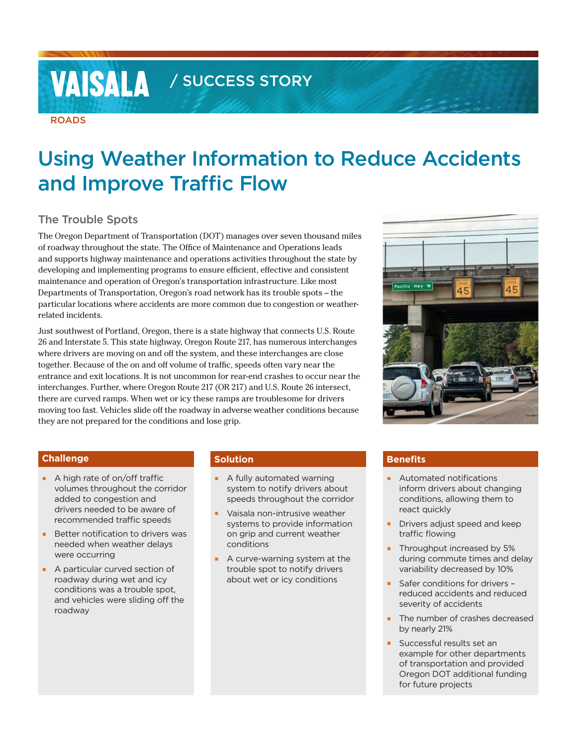VAISALA / SUCCESS STORY

ROADS

# Using Weather Information to Reduce Accidents and Improve Traffic Flow

## The Trouble Spots

The Oregon Department of Transportation (DOT) manages over seven thousand miles of roadway throughout the state. The Office of Maintenance and Operations leads and supports highway maintenance and operations activities throughout the state by developing and implementing programs to ensure efficient, effective and consistent maintenance and operation of Oregon's transportation infrastructure. Like most Departments of Transportation, Oregon's road network has its trouble spots – the particular locations where accidents are more common due to congestion or weather-related incidents.

Just southwest of Portland, Oregon, there is a state highway that connects U.S. Route 26 and Interstate 5. This state highway, Oregon Route 217, has numerous interchanges where drivers are moving on and off the system, and these interchanges are close together. Because of the on and off volume of traffic, speeds often vary near the entrance and exit locations. It is not uncommon for rear-end crashes to occur near the interchanges. Further, where Oregon Route 217 (OR 217) and U.S. Route 26 intersect, there are curved ramps. When wet or icy these ramps are troublesome for drivers moving too fast. Vehicles slide off the roadway in adverse weather conditions because they are not prepared for the conditions and lose grip.

### Challenge

- A high rate of on/off traffic volumes throughout the corridor added to congestion and drivers needed to be aware of recommended traffic speeds
- Better notification to drivers was needed when weather delays were occurring
- A particular curved section of roadway during wet and icy conditions was a trouble spot, and vehicles were sliding off the roadway

### Solution

- A fully automated warning system to notify drivers about speeds throughout the corridor
- Vaisala non-intrusive weather systems to provide information on grip and current weather conditions
- A curve-warning system at the trouble spot to notify drivers about wet or icy conditions

### Benefits

- Automated notifications inform drivers about changing conditions, allowing them to react quickly
- Drivers adjust speed and keep traffic flowing
- Throughput increased by 5% during commute times and delay variability decreased by 10%
- Safer conditions for drivers – reduced accidents and reduced severity of accidents
- The number of crashes decreased by nearly 21%
- Successful results set an example for other departments of transportation and provided Oregon DOT additional funding for future projects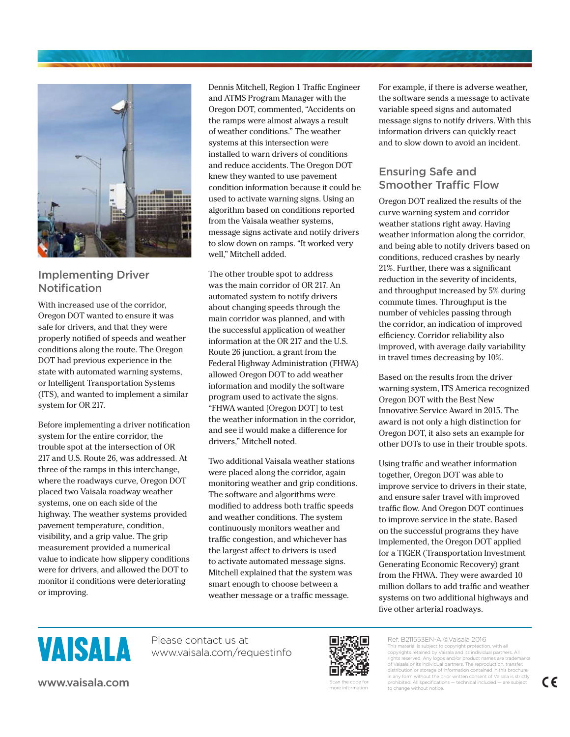## Implementing Driver Notification

With increased use of the corridor, Oregon DOT wanted to ensure it was safe for drivers, and that they were properly notified of speeds and weather conditions along the route. The Oregon DOT had previous experience in the state with automated warning systems, or Intelligent Transportation Systems (ITS), and wanted to implement a similar system for OR 217.

Before implementing a driver notification system for the entire corridor, the trouble spot at the intersection of OR 217 and U.S. Route 26, was addressed. At three of the ramps in this interchange, where the roadways curve, Oregon DOT placed two Vaisala roadway weather systems, one on each side of the highway. The weather systems provided pavement temperature, condition, visibility, and a grip value. The grip measurement provided a numerical value to indicate how slippery conditions were for drivers, and allowed the DOT to monitor if conditions were deteriorating or improving.

Dennis Mitchell, Region 1 Traffic Engineer and ATMS Program Manager with the Oregon DOT, commented, "Accidents on the ramps were almost always a result of weather conditions." The weather systems at this intersection were installed to warn drivers of conditions and reduce accidents. The Oregon DOT knew they wanted to use pavement condition information because it could be used to activate warning signs. Using an algorithm based on conditions reported from the Vaisala weather systems, message signs activate and notify drivers to slow down on ramps. "It worked very well," Mitchell added.

The other trouble spot to address was the main corridor of OR 217. An automated system to notify drivers about changing speeds through the main corridor was planned, and with the successful application of weather information at the OR 217 and the U.S. Route 26 junction, a grant from the Federal Highway Administration (FHWA) allowed Oregon DOT to add weather information and modify the software program used to activate the signs. "FHWA wanted [Oregon DOT] to test the weather information in the corridor, and see if would make a difference for drivers," Mitchell noted.

Two additional Vaisala weather stations were placed along the corridor, again monitoring weather and grip conditions. The software and algorithms were modified to address both traffic speeds and weather conditions. The system continuously monitors weather and traffic congestion, and whichever has the largest affect to drivers is used to activate automated message signs. Mitchell explained that the system was smart enough to choose between a weather message or a traffic message.

For example, if there is adverse weather, the software sends a message to activate variable speed signs and automated message signs to notify drivers. With this information drivers can quickly react and to slow down to avoid an incident.

## Ensuring Safe and Smoother Traffic Flow

Oregon DOT realized the results of the curve warning system and corridor weather stations right away. Having weather information along the corridor, and being able to notify drivers based on conditions, reduced crashes by nearly 21%. Further, there was a significant reduction in the severity of incidents, and throughput increased by 5% during commute times. Throughput is the number of vehicles passing through the corridor, an indication of improved efficiency. Corridor reliability also improved, with average daily variability in travel times decreasing by 10%.

Based on the results from the driver warning system, ITS America recognized Oregon DOT with the Best New Innovative Service Award in 2015. The award is not only a high distinction for Oregon DOT, it also sets an example for other DOTs to use in their trouble spots.

Using traffic and weather information together, Oregon DOT was able to improve service to drivers in their state, and ensure safer travel with improved traffic flow. And Oregon DOT continues to improve service in the state. Based on the successful programs they have implemented, the Oregon DOT applied for a TIGER (Transportation Investment Generating Economic Recovery) grant from the FHWA. They were awarded 10 million dollars to add traffic and weather systems on two additional highways and five other arterial roadways.

VAISALA

www.vaisala.com

Please contact us at
www.vaisala.com/requestinfo

Scan the code for more information

Ref. B211553EN-A ©Vaisala 2016
This material is subject to copyright protection, with all copyrights retained by Vaisala and its individual partners. All rights reserved. Any logos and/or product names are trademarks of Vaisala or its individual partners. The reproduction, transfer, distribution or storage of information contained in this brochure in any form without the prior written consent of Vaisala is strictly prohibited. All specifications — technical included — are subject to change without notice.